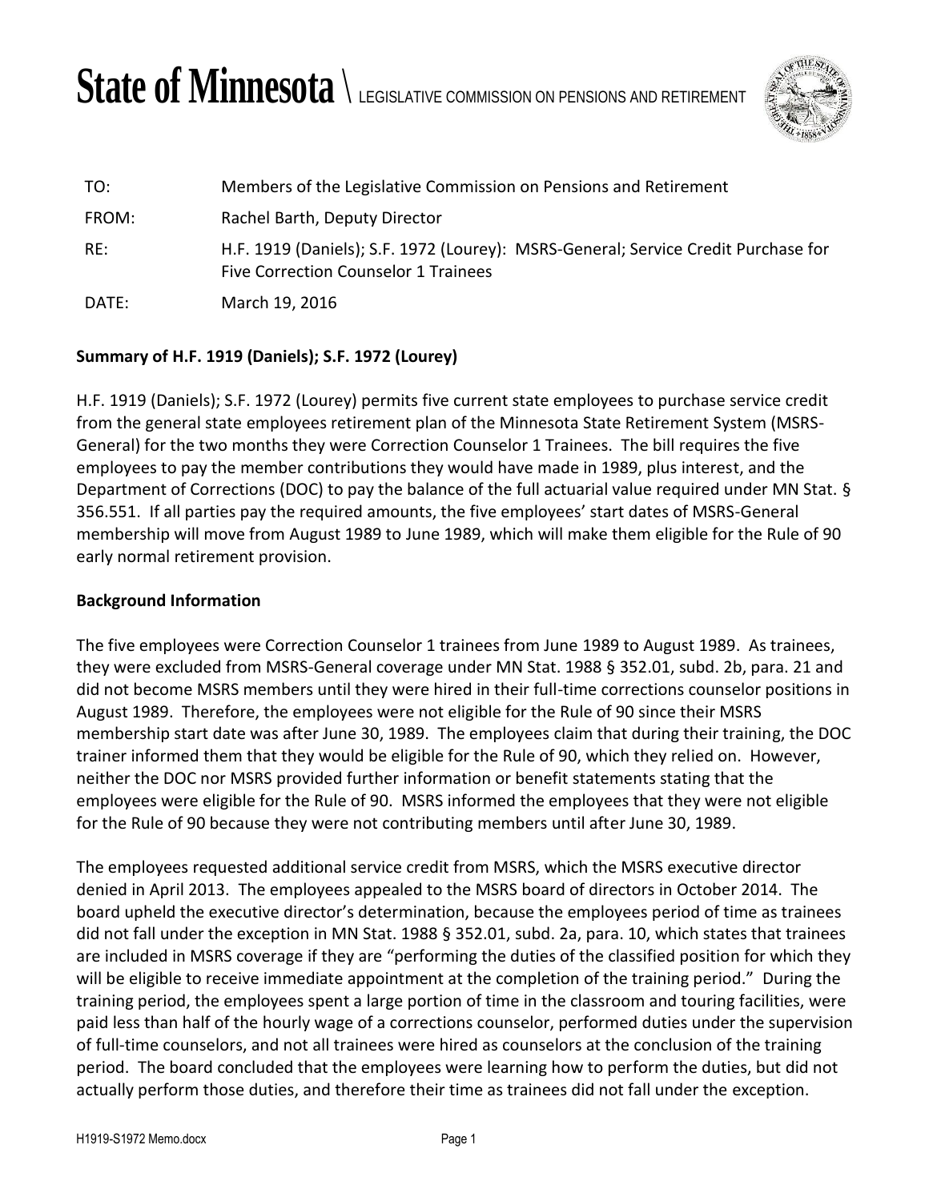# State of Minnesota \ LEGISLATIVE COMMISSION ON PENSIONS AND RETIREMENT

| | |
|---|---|
| TO: | Members of the Legislative Commission on Pensions and Retirement |
| FROM: | Rachel Barth, Deputy Director |
| RE: | H.F. 1919 (Daniels); S.F. 1972 (Lourey): MSRS-General; Service Credit Purchase for Five Correction Counselor 1 Trainees |
| DATE: | March 19, 2016 |

**Summary of H.F. 1919 (Daniels); S.F. 1972 (Lourey)**

H.F. 1919 (Daniels); S.F. 1972 (Lourey) permits five current state employees to purchase service credit from the general state employees retirement plan of the Minnesota State Retirement System (MSRS-General) for the two months they were Correction Counselor 1 Trainees. The bill requires the five employees to pay the member contributions they would have made in 1989, plus interest, and the Department of Corrections (DOC) to pay the balance of the full actuarial value required under MN Stat. § 356.551. If all parties pay the required amounts, the five employees' start dates of MSRS-General membership will move from August 1989 to June 1989, which will make them eligible for the Rule of 90 early normal retirement provision.

**Background Information**

The five employees were Correction Counselor 1 trainees from June 1989 to August 1989. As trainees, they were excluded from MSRS-General coverage under MN Stat. 1988 § 352.01, subd. 2b, para. 21 and did not become MSRS members until they were hired in their full-time corrections counselor positions in August 1989. Therefore, the employees were not eligible for the Rule of 90 since their MSRS membership start date was after June 30, 1989. The employees claim that during their training, the DOC trainer informed them that they would be eligible for the Rule of 90, which they relied on. However, neither the DOC nor MSRS provided further information or benefit statements stating that the employees were eligible for the Rule of 90. MSRS informed the employees that they were not eligible for the Rule of 90 because they were not contributing members until after June 30, 1989.

The employees requested additional service credit from MSRS, which the MSRS executive director denied in April 2013. The employees appealed to the MSRS board of directors in October 2014. The board upheld the executive director's determination, because the employees period of time as trainees did not fall under the exception in MN Stat. 1988 § 352.01, subd. 2a, para. 10, which states that trainees are included in MSRS coverage if they are "performing the duties of the classified position for which they will be eligible to receive immediate appointment at the completion of the training period." During the training period, the employees spent a large portion of time in the classroom and touring facilities, were paid less than half of the hourly wage of a corrections counselor, performed duties under the supervision of full-time counselors, and not all trainees were hired as counselors at the conclusion of the training period. The board concluded that the employees were learning how to perform the duties, but did not actually perform those duties, and therefore their time as trainees did not fall under the exception.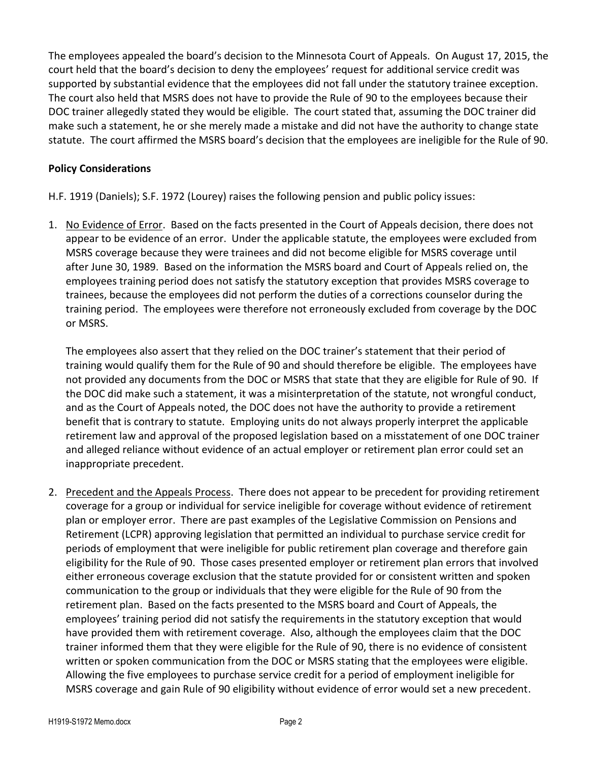The employees appealed the board's decision to the Minnesota Court of Appeals. On August 17, 2015, the court held that the board's decision to deny the employees' request for additional service credit was supported by substantial evidence that the employees did not fall under the statutory trainee exception. The court also held that MSRS does not have to provide the Rule of 90 to the employees because their DOC trainer allegedly stated they would be eligible. The court stated that, assuming the DOC trainer did make such a statement, he or she merely made a mistake and did not have the authority to change state statute. The court affirmed the MSRS board's decision that the employees are ineligible for the Rule of 90.

**Policy Considerations**

H.F. 1919 (Daniels); S.F. 1972 (Lourey) raises the following pension and public policy issues:

1. No Evidence of Error. Based on the facts presented in the Court of Appeals decision, there does not appear to be evidence of an error. Under the applicable statute, the employees were excluded from MSRS coverage because they were trainees and did not become eligible for MSRS coverage until after June 30, 1989. Based on the information the MSRS board and Court of Appeals relied on, the employees training period does not satisfy the statutory exception that provides MSRS coverage to trainees, because the employees did not perform the duties of a corrections counselor during the training period. The employees were therefore not erroneously excluded from coverage by the DOC or MSRS.

   The employees also assert that they relied on the DOC trainer's statement that their period of training would qualify them for the Rule of 90 and should therefore be eligible. The employees have not provided any documents from the DOC or MSRS that state that they are eligible for Rule of 90. If the DOC did make such a statement, it was a misinterpretation of the statute, not wrongful conduct, and as the Court of Appeals noted, the DOC does not have the authority to provide a retirement benefit that is contrary to statute. Employing units do not always properly interpret the applicable retirement law and approval of the proposed legislation based on a misstatement of one DOC trainer and alleged reliance without evidence of an actual employer or retirement plan error could set an inappropriate precedent.

2. Precedent and the Appeals Process. There does not appear to be precedent for providing retirement coverage for a group or individual for service ineligible for coverage without evidence of retirement plan or employer error. There are past examples of the Legislative Commission on Pensions and Retirement (LCPR) approving legislation that permitted an individual to purchase service credit for periods of employment that were ineligible for public retirement plan coverage and therefore gain eligibility for the Rule of 90. Those cases presented employer or retirement plan errors that involved either erroneous coverage exclusion that the statute provided for or consistent written and spoken communication to the group or individuals that they were eligible for the Rule of 90 from the retirement plan. Based on the facts presented to the MSRS board and Court of Appeals, the employees' training period did not satisfy the requirements in the statutory exception that would have provided them with retirement coverage. Also, although the employees claim that the DOC trainer informed them that they were eligible for the Rule of 90, there is no evidence of consistent written or spoken communication from the DOC or MSRS stating that the employees were eligible. Allowing the five employees to purchase service credit for a period of employment ineligible for MSRS coverage and gain Rule of 90 eligibility without evidence of error would set a new precedent.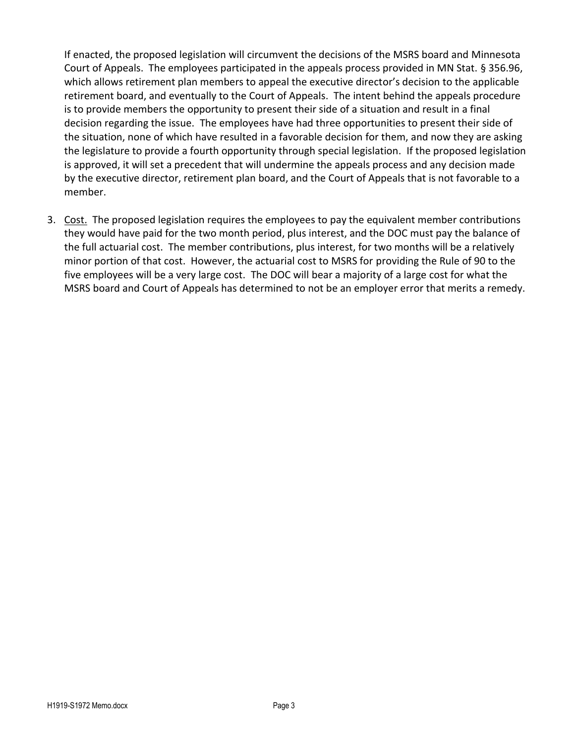If enacted, the proposed legislation will circumvent the decisions of the MSRS board and Minnesota Court of Appeals. The employees participated in the appeals process provided in MN Stat. § 356.96, which allows retirement plan members to appeal the executive director's decision to the applicable retirement board, and eventually to the Court of Appeals. The intent behind the appeals procedure is to provide members the opportunity to present their side of a situation and result in a final decision regarding the issue. The employees have had three opportunities to present their side of the situation, none of which have resulted in a favorable decision for them, and now they are asking the legislature to provide a fourth opportunity through special legislation. If the proposed legislation is approved, it will set a precedent that will undermine the appeals process and any decision made by the executive director, retirement plan board, and the Court of Appeals that is not favorable to a member.

3. <u>Cost.</u> The proposed legislation requires the employees to pay the equivalent member contributions they would have paid for the two month period, plus interest, and the DOC must pay the balance of the full actuarial cost. The member contributions, plus interest, for two months will be a relatively minor portion of that cost. However, the actuarial cost to MSRS for providing the Rule of 90 to the five employees will be a very large cost. The DOC will bear a majority of a large cost for what the MSRS board and Court of Appeals has determined to not be an employer error that merits a remedy.